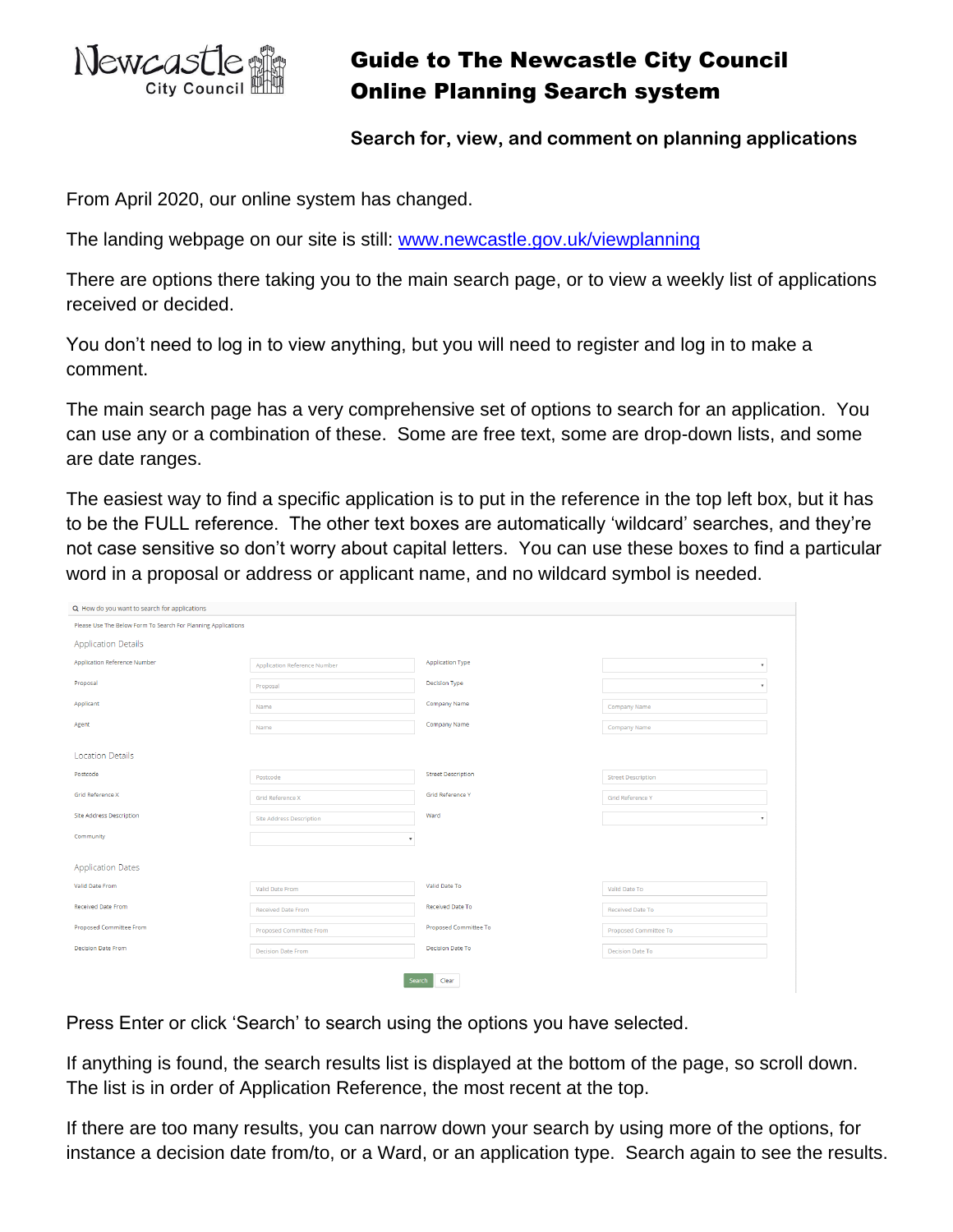# Guide to The Newcastle City Council Online Planning Search system

**Search for, view, and comment on planning applications**

From April 2020, our online system has changed.

The landing webpage on our site is still: [www.newcastle.gov.uk/viewplanning](http://www.newcastle.gov.uk/viewplanning)

There are options there taking you to the main search page, or to view a weekly list of applications received or decided.

You don't need to log in to view anything, but you will need to register and log in to make a comment.

The main search page has a very comprehensive set of options to search for an application. You can use any or a combination of these. Some are free text, some are drop-down lists, and some are date ranges.

The easiest way to find a specific application is to put in the reference in the top left box, but it has to be the FULL reference. The other text boxes are automatically 'wildcard' searches, and they're not case sensitive so don't worry about capital letters. You can use these boxes to find a particular word in a proposal or address or applicant name, and no wildcard symbol is needed.

How do you want to search for applications

Please Use The Below Form To Search For Planning Applications

**Application Details**

| | | | |
|---|---|---|---|
| Application Reference Number | Application Reference Number | Application Type | |
| Proposal | Proposal | Decision Type | |
| Applicant | Name | Company Name | Company Name |
| Agent | Name | Company Name | Company Name |

**Location Details**

| | | | |
|---|---|---|---|
| Postcode | Postcode | Street Description | Street Description |
| Grid Reference X | Grid Reference X | Grid Reference Y | Grid Reference Y |
| Site Address Description | Site Address Description | Ward | |
| Community | | | |

**Application Dates**

| | | | |
|---|---|---|---|
| Valid Date From | Valid Date From | Valid Date To | Valid Date To |
| Received Date From | Received Date From | Received Date To | Received Date To |
| Proposed Committee From | Proposed Committee From | Proposed Committee To | Proposed Committee To |
| Decision Date From | Decision Date From | Decision Date To | Decision Date To |

Search | Clear

Press Enter or click 'Search' to search using the options you have selected.

If anything is found, the search results list is displayed at the bottom of the page, so scroll down. The list is in order of Application Reference, the most recent at the top.

If there are too many results, you can narrow down your search by using more of the options, for instance a decision date from/to, or a Ward, or an application type. Search again to see the results.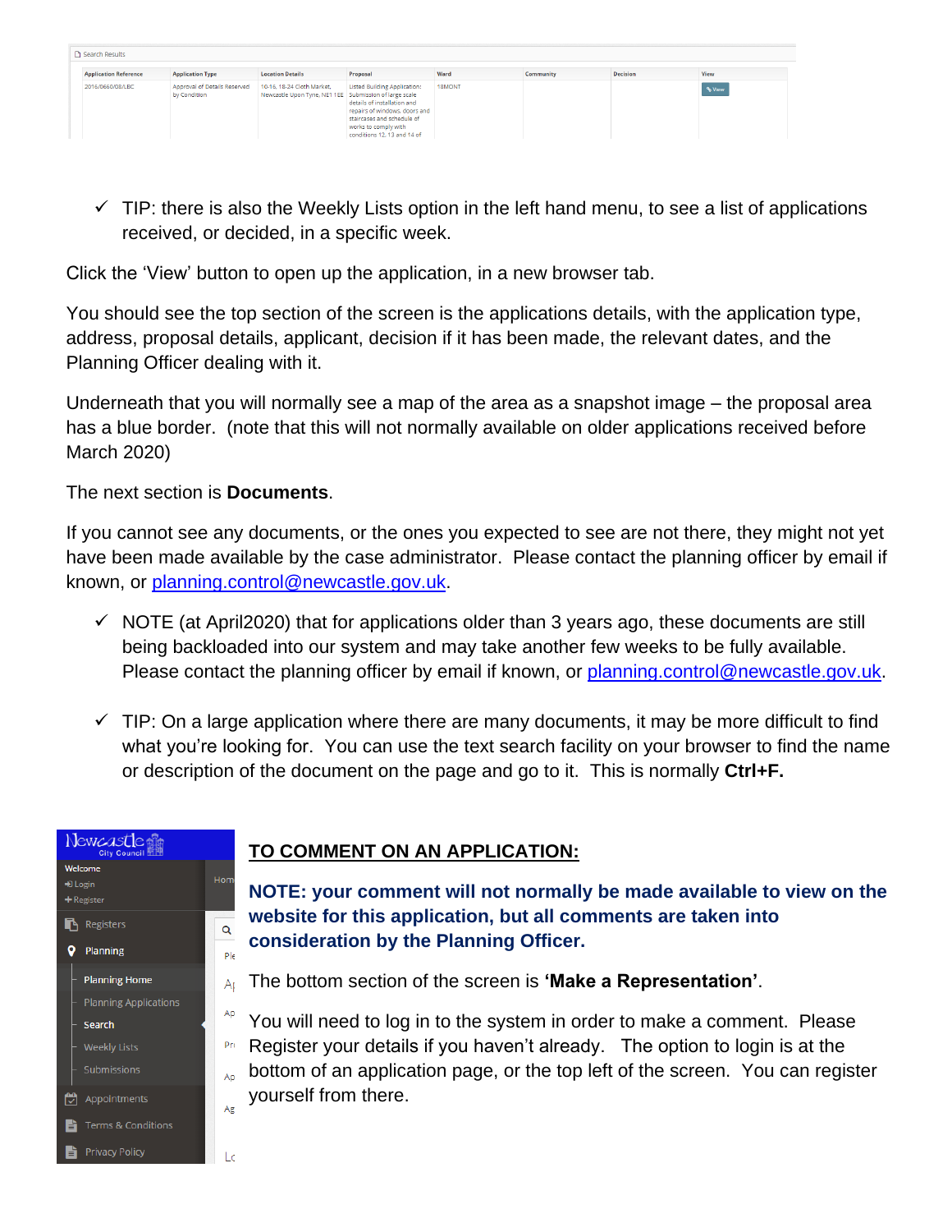- ✓ TIP: there is also the Weekly Lists option in the left hand menu, to see a list of applications received, or decided, in a specific week.

Click the 'View' button to open up the application, in a new browser tab.

You should see the top section of the screen is the applications details, with the application type, address, proposal details, applicant, decision if it has been made, the relevant dates, and the Planning Officer dealing with it.

Underneath that you will normally see a map of the area as a snapshot image – the proposal area has a blue border. (note that this will not normally available on older applications received before March 2020)

The next section is **Documents**.

If you cannot see any documents, or the ones you expected to see are not there, they might not yet have been made available by the case administrator. Please contact the planning officer by email if known, or planning.control@newcastle.gov.uk.

- ✓ NOTE (at April2020) that for applications older than 3 years ago, these documents are still being backloaded into our system and may take another few weeks to be fully available. Please contact the planning officer by email if known, or planning.control@newcastle.gov.uk.

- ✓ TIP: On a large application where there are many documents, it may be more difficult to find what you're looking for. You can use the text search facility on your browser to find the name or description of the document on the page and go to it. This is normally **Ctrl+F.**

## TO COMMENT ON AN APPLICATION:

**NOTE: your comment will not normally be made available to view on the website for this application, but all comments are taken into consideration by the Planning Officer.**

The bottom section of the screen is **'Make a Representation'**.

You will need to log in to the system in order to make a comment. Please Register your details if you haven't already. The option to login is at the bottom of an application page, or the top left of the screen. You can register yourself from there.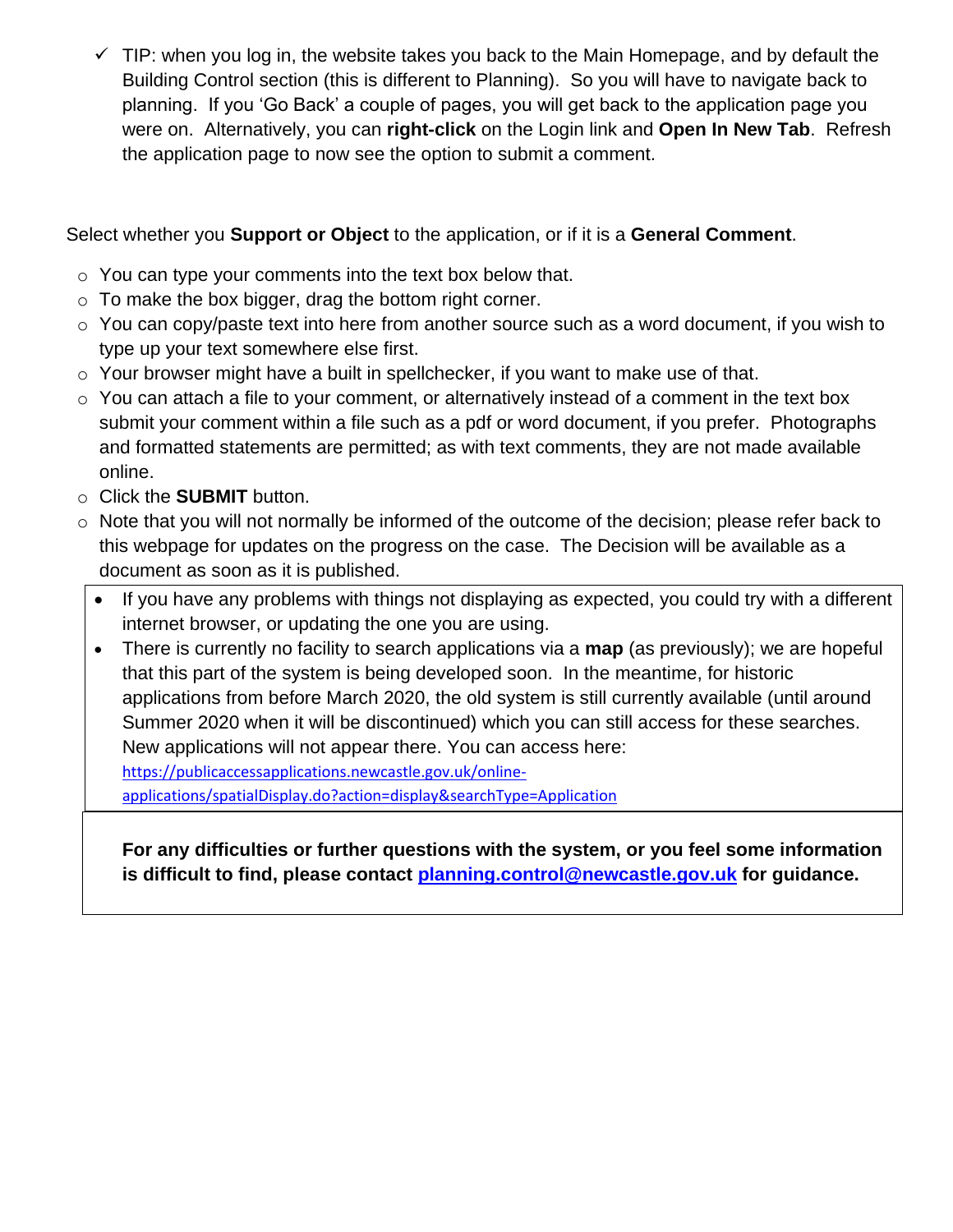- ✓ TIP: when you log in, the website takes you back to the Main Homepage, and by default the Building Control section (this is different to Planning). So you will have to navigate back to planning. If you 'Go Back' a couple of pages, you will get back to the application page you were on. Alternatively, you can **right-click** on the Login link and **Open In New Tab**. Refresh the application page to now see the option to submit a comment.

Select whether you **Support or Object** to the application, or if it is a **General Comment**.

- You can type your comments into the text box below that.
- To make the box bigger, drag the bottom right corner.
- You can copy/paste text into here from another source such as a word document, if you wish to type up your text somewhere else first.
- Your browser might have a built in spellchecker, if you want to make use of that.
- You can attach a file to your comment, or alternatively instead of a comment in the text box submit your comment within a file such as a pdf or word document, if you prefer. Photographs and formatted statements are permitted; as with text comments, they are not made available online.
- Click the **SUBMIT** button.
- Note that you will not normally be informed of the outcome of the decision; please refer back to this webpage for updates on the progress on the case. The Decision will be available as a document as soon as it is published.

- If you have any problems with things not displaying as expected, you could try with a different internet browser, or updating the one you are using.
- There is currently no facility to search applications via a **map** (as previously); we are hopeful that this part of the system is being developed soon. In the meantime, for historic applications from before March 2020, the old system is still currently available (until around Summer 2020 when it will be discontinued) which you can still access for these searches. New applications will not appear there. You can access here: [https://publicaccessapplications.newcastle.gov.uk/online-applications/spatialDisplay.do?action=display&searchType=Application](https://publicaccessapplications.newcastle.gov.uk/online-applications/spatialDisplay.do?action=display&searchType=Application)

**For any difficulties or further questions with the system, or you feel some information is difficult to find, please contact [planning.control@newcastle.gov.uk](mailto:planning.control@newcastle.gov.uk) for guidance.**